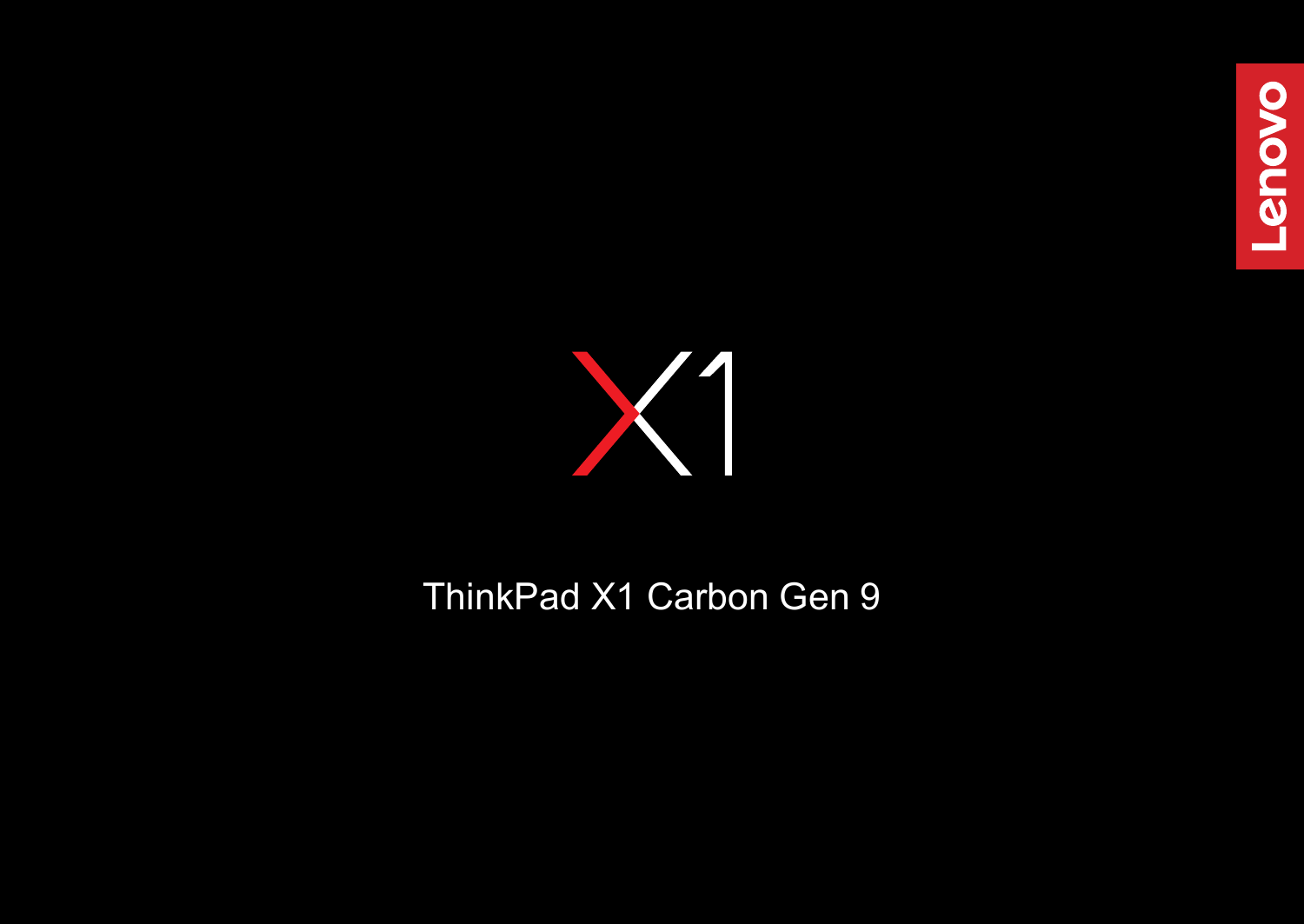Lenovo

X1

# ThinkPad X1 Carbon Gen 9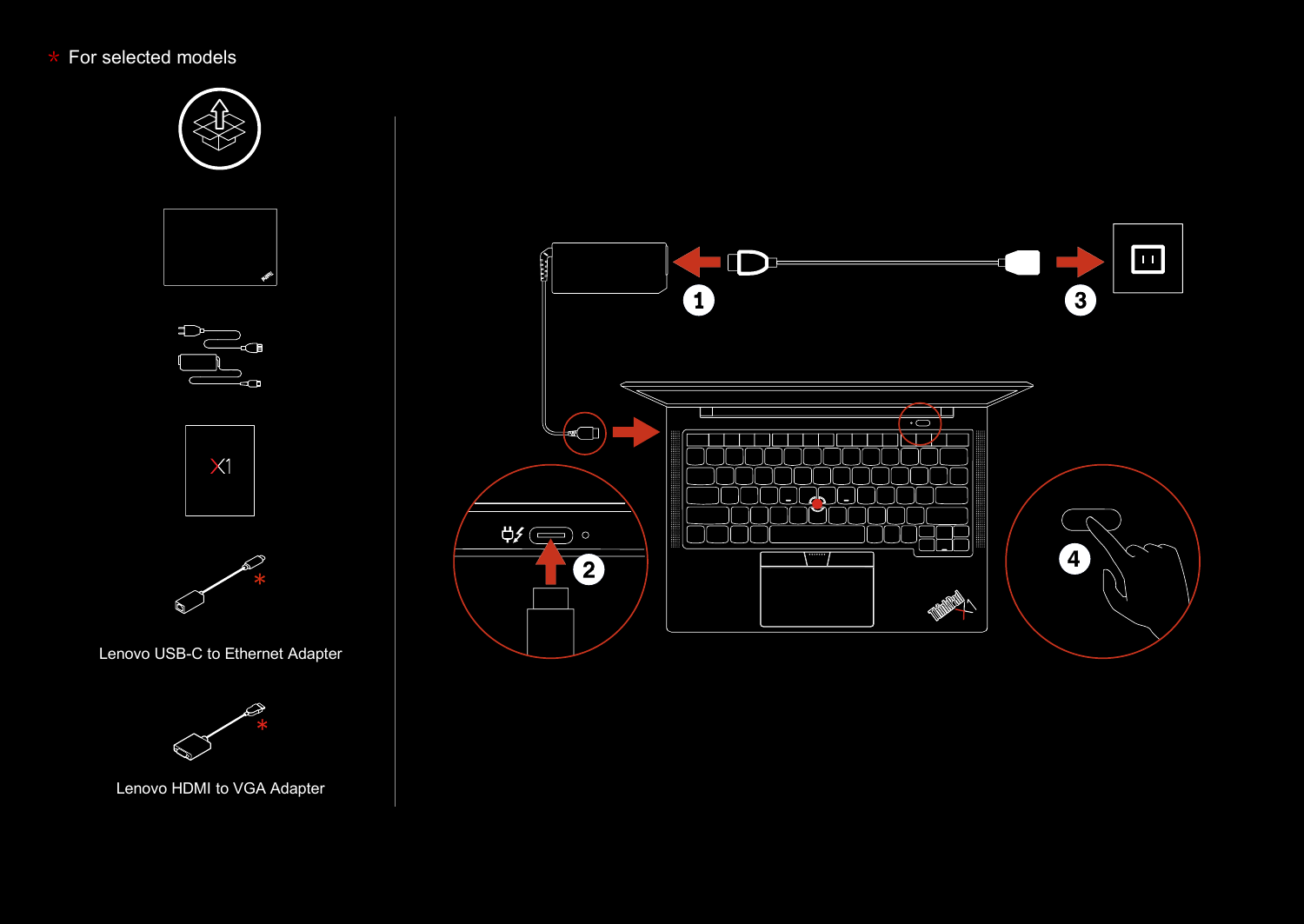* For selected models

Lenovo USB-C to Ethernet Adapter

Lenovo HDMI to VGA Adapter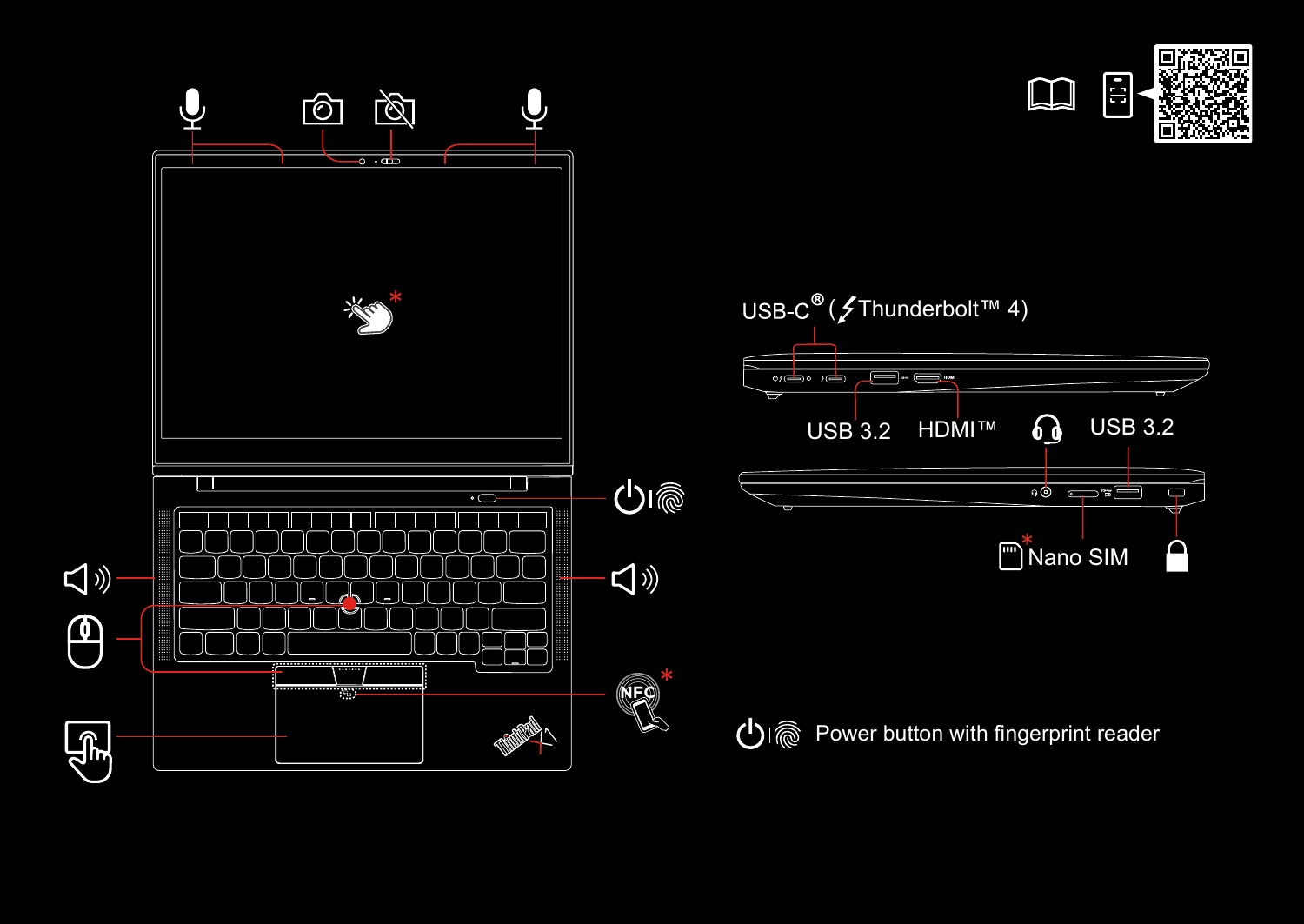USB-C® ( Thunderbolt™ 4)

USB 3.2

HDMI™

USB 3.2

Nano SIM

Power button with fingerprint reader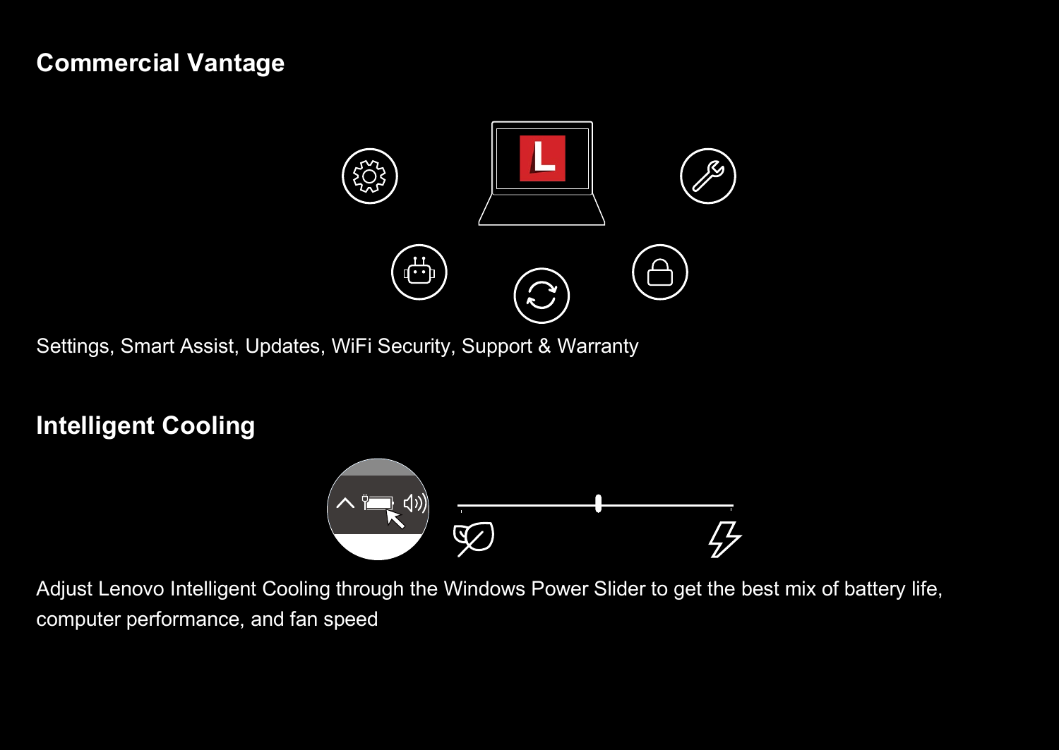## Commercial Vantage

Settings, Smart Assist, Updates, WiFi Security, Support & Warranty

## Intelligent Cooling

Adjust Lenovo Intelligent Cooling through the Windows Power Slider to get the best mix of battery life, computer performance, and fan speed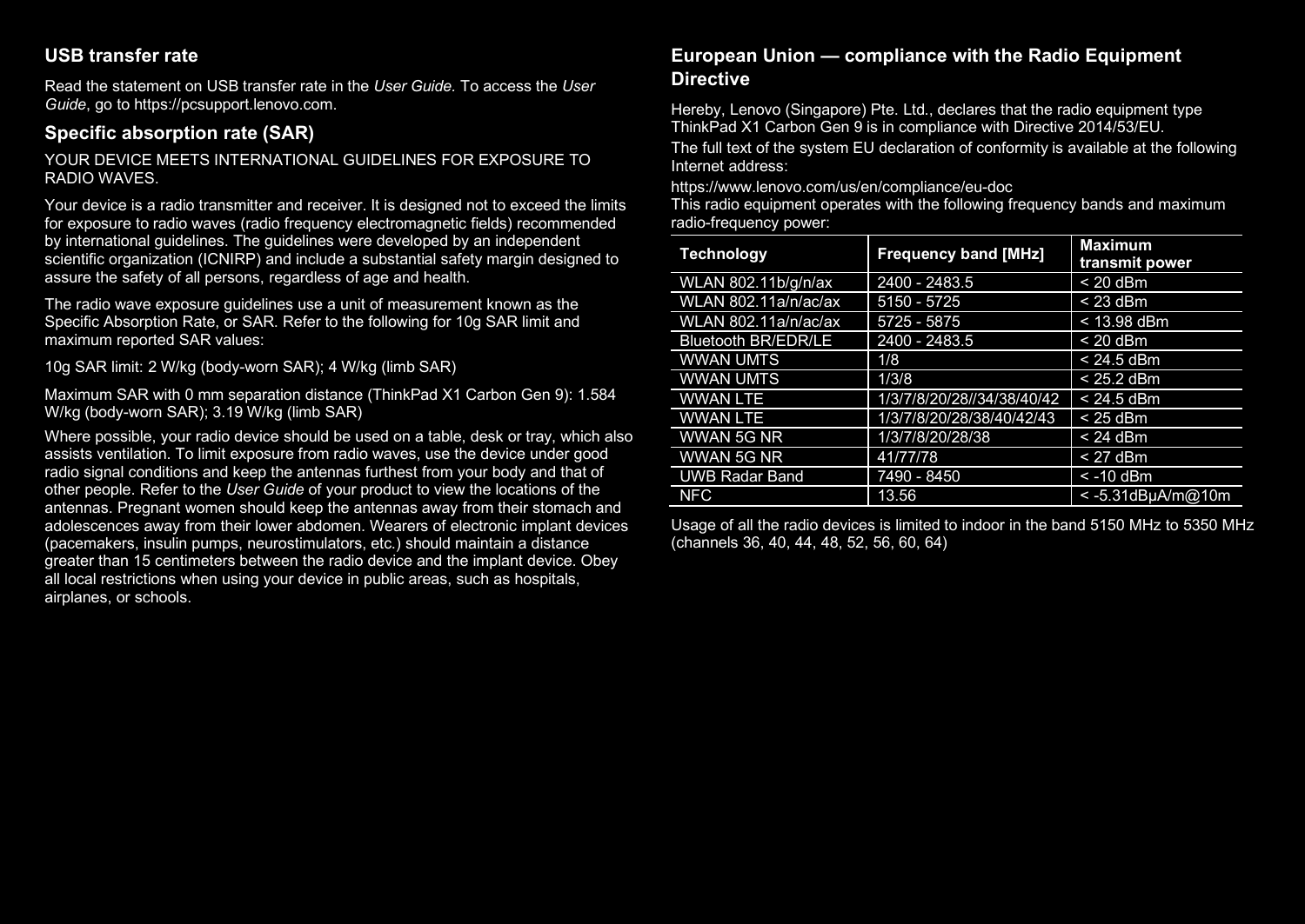## USB transfer rate

Read the statement on USB transfer rate in the *User Guide.* To access the *User Guide*, go to https://pcsupport.lenovo.com.

## Specific absorption rate (SAR)

YOUR DEVICE MEETS INTERNATIONAL GUIDELINES FOR EXPOSURE TO RADIO WAVES.

Your device is a radio transmitter and receiver. It is designed not to exceed the limits for exposure to radio waves (radio frequency electromagnetic fields) recommended by international guidelines. The guidelines were developed by an independent scientific organization (ICNIRP) and include a substantial safety margin designed to assure the safety of all persons, regardless of age and health.

The radio wave exposure guidelines use a unit of measurement known as the Specific Absorption Rate, or SAR. Refer to the following for 10g SAR limit and maximum reported SAR values:

10g SAR limit: 2 W/kg (body-worn SAR); 4 W/kg (limb SAR)

Maximum SAR with 0 mm separation distance (ThinkPad X1 Carbon Gen 9): 1.584 W/kg (body-worn SAR); 3.19 W/kg (limb SAR)

Where possible, your radio device should be used on a table, desk or tray, which also assists ventilation. To limit exposure from radio waves, use the device under good radio signal conditions and keep the antennas furthest from your body and that of other people. Refer to the *User Guide* of your product to view the locations of the antennas. Pregnant women should keep the antennas away from their stomach and adolescences away from their lower abdomen. Wearers of electronic implant devices (pacemakers, insulin pumps, neurostimulators, etc.) should maintain a distance greater than 15 centimeters between the radio device and the implant device. Obey all local restrictions when using your device in public areas, such as hospitals, airplanes, or schools.

## European Union — compliance with the Radio Equipment Directive

Hereby, Lenovo (Singapore) Pte. Ltd., declares that the radio equipment type ThinkPad X1 Carbon Gen 9 is in compliance with Directive 2014/53/EU.

The full text of the system EU declaration of conformity is available at the following Internet address:

https://www.lenovo.com/us/en/compliance/eu-doc

This radio equipment operates with the following frequency bands and maximum radio-frequency power:

| Technology | Frequency band [MHz] | Maximum transmit power |
|---|---|---|
| WLAN 802.11b/g/n/ax | 2400 - 2483.5 | < 20 dBm |
| WLAN 802.11a/n/ac/ax | 5150 - 5725 | < 23 dBm |
| WLAN 802.11a/n/ac/ax | 5725 - 5875 | < 13.98 dBm |
| Bluetooth BR/EDR/LE | 2400 - 2483.5 | < 20 dBm |
| WWAN UMTS | 1/8 | < 24.5 dBm |
| WWAN UMTS | 1/3/8 | < 25.2 dBm |
| WWAN LTE | 1/3/7/8/20/28//34/38/40/42 | < 24.5 dBm |
| WWAN LTE | 1/3/7/8/20/28/38/40/42/43 | < 25 dBm |
| WWAN 5G NR | 1/3/7/8/20/28/38 | < 24 dBm |
| WWAN 5G NR | 41/77/78 | < 27 dBm |
| UWB Radar Band | 7490 - 8450 | < -10 dBm |
| NFC | 13.56 | < -5.31dBμA/m@10m |

Usage of all the radio devices is limited to indoor in the band 5150 MHz to 5350 MHz (channels 36, 40, 44, 48, 52, 56, 60, 64)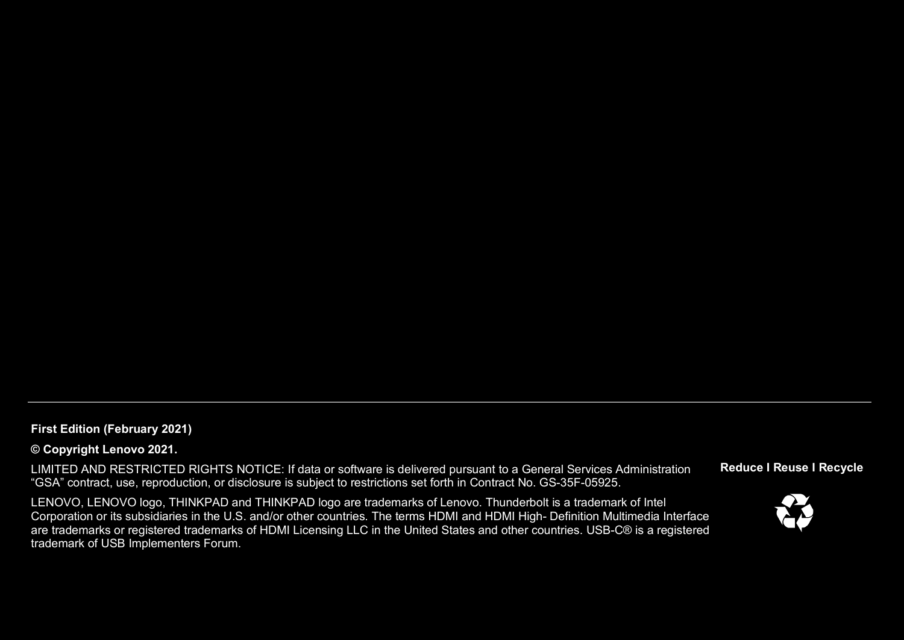**First Edition (February 2021)**

**© Copyright Lenovo 2021.**

LIMITED AND RESTRICTED RIGHTS NOTICE: If data or software is delivered pursuant to a General Services Administration "GSA" contract, use, reproduction, or disclosure is subject to restrictions set forth in Contract No. GS-35F-05925.

LENOVO, LENOVO logo, THINKPAD and THINKPAD logo are trademarks of Lenovo. Thunderbolt is a trademark of Intel Corporation or its subsidiaries in the U.S. and/or other countries. The terms HDMI and HDMI High- Definition Multimedia Interface are trademarks or registered trademarks of HDMI Licensing LLC in the United States and other countries. USB-C® is a registered trademark of USB Implementers Forum.

**Reduce I Reuse I Recycle**